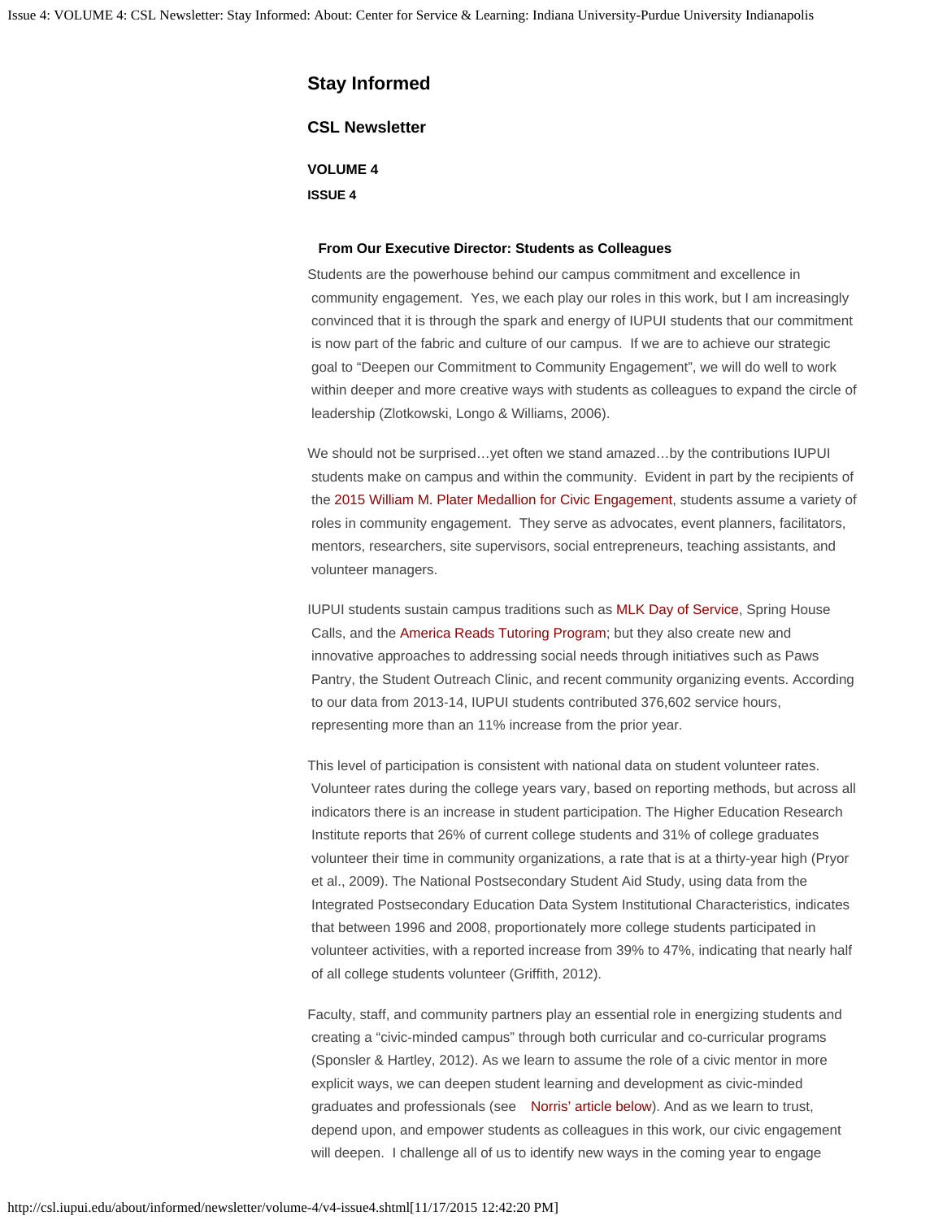# Stay Informed

## CSL Newsletter

**VOLUME 4**

**ISSUE 4**

### From Our Executive Director: Students as Colleagues

Students are the powerhouse behind our campus commitment and excellence in community engagement. Yes, we each play our roles in this work, but I am increasingly convinced that it is through the spark and energy of IUPUI students that our commitment is now part of the fabric and culture of our campus. If we are to achieve our strategic goal to "Deepen our Commitment to Community Engagement", we will do well to work within deeper and more creative ways with students as colleagues to expand the circle of leadership (Zlotkowski, Longo & Williams, 2006).

We should not be surprised…yet often we stand amazed…by the contributions IUPUI students make on campus and within the community. Evident in part by the recipients of the 2015 William M. Plater Medallion for Civic Engagement, students assume a variety of roles in community engagement. They serve as advocates, event planners, facilitators, mentors, researchers, site supervisors, social entrepreneurs, teaching assistants, and volunteer managers.

IUPUI students sustain campus traditions such as MLK Day of Service, Spring House Calls, and the America Reads Tutoring Program; but they also create new and innovative approaches to addressing social needs through initiatives such as Paws Pantry, the Student Outreach Clinic, and recent community organizing events. According to our data from 2013-14, IUPUI students contributed 376,602 service hours, representing more than an 11% increase from the prior year.

This level of participation is consistent with national data on student volunteer rates. Volunteer rates during the college years vary, based on reporting methods, but across all indicators there is an increase in student participation. The Higher Education Research Institute reports that 26% of current college students and 31% of college graduates volunteer their time in community organizations, a rate that is at a thirty-year high (Pryor et al., 2009). The National Postsecondary Student Aid Study, using data from the Integrated Postsecondary Education Data System Institutional Characteristics, indicates that between 1996 and 2008, proportionately more college students participated in volunteer activities, with a reported increase from 39% to 47%, indicating that nearly half of all college students volunteer (Griffith, 2012).

Faculty, staff, and community partners play an essential role in energizing students and creating a "civic-minded campus" through both curricular and co-curricular programs (Sponsler & Hartley, 2012). As we learn to assume the role of a civic mentor in more explicit ways, we can deepen student learning and development as civic-minded graduates and professionals (see Norris' article below). And as we learn to trust, depend upon, and empower students as colleagues in this work, our civic engagement will deepen. I challenge all of us to identify new ways in the coming year to engage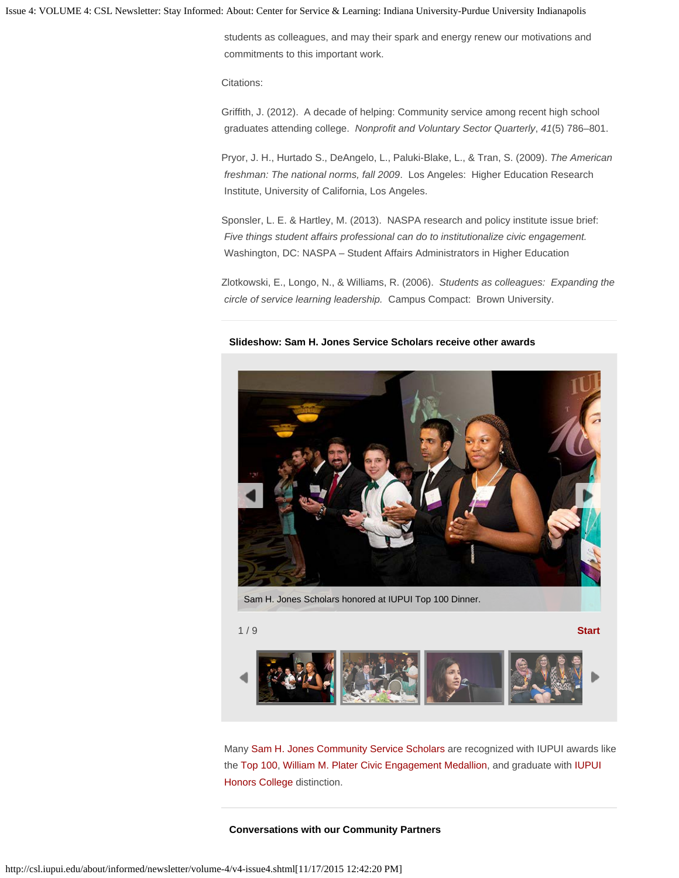students as colleagues, and may their spark and energy renew our motivations and commitments to this important work.

Citations:

Griffith, J. (2012). A decade of helping: Community service among recent high school graduates attending college. *Nonprofit and Voluntary Sector Quarterly*, *41*(5) 786–801.

Pryor, J. H., Hurtado S., DeAngelo, L., Paluki-Blake, L., & Tran, S. (2009). *The American freshman: The national norms, fall 2009*. Los Angeles: Higher Education Research Institute, University of California, Los Angeles.

Sponsler, L. E. & Hartley, M. (2013). NASPA research and policy institute issue brief: *Five things student affairs professional can do to institutionalize civic engagement.* Washington, DC: NASPA – Student Affairs Administrators in Higher Education

Zlotkowski, E., Longo, N., & Williams, R. (2006). *Students as colleagues: Expanding the circle of service learning leadership.* Campus Compact: Brown University.

---

**Slideshow: Sam H. Jones Service Scholars receive other awards**

Sam H. Jones Scholars honored at IUPUI Top 100 Dinner.

1 / 9 **Start**

Many Sam H. Jones Community Service Scholars are recognized with IUPUI awards like the Top 100, William M. Plater Civic Engagement Medallion, and graduate with IUPUI Honors College distinction.

---

**Conversations with our Community Partners**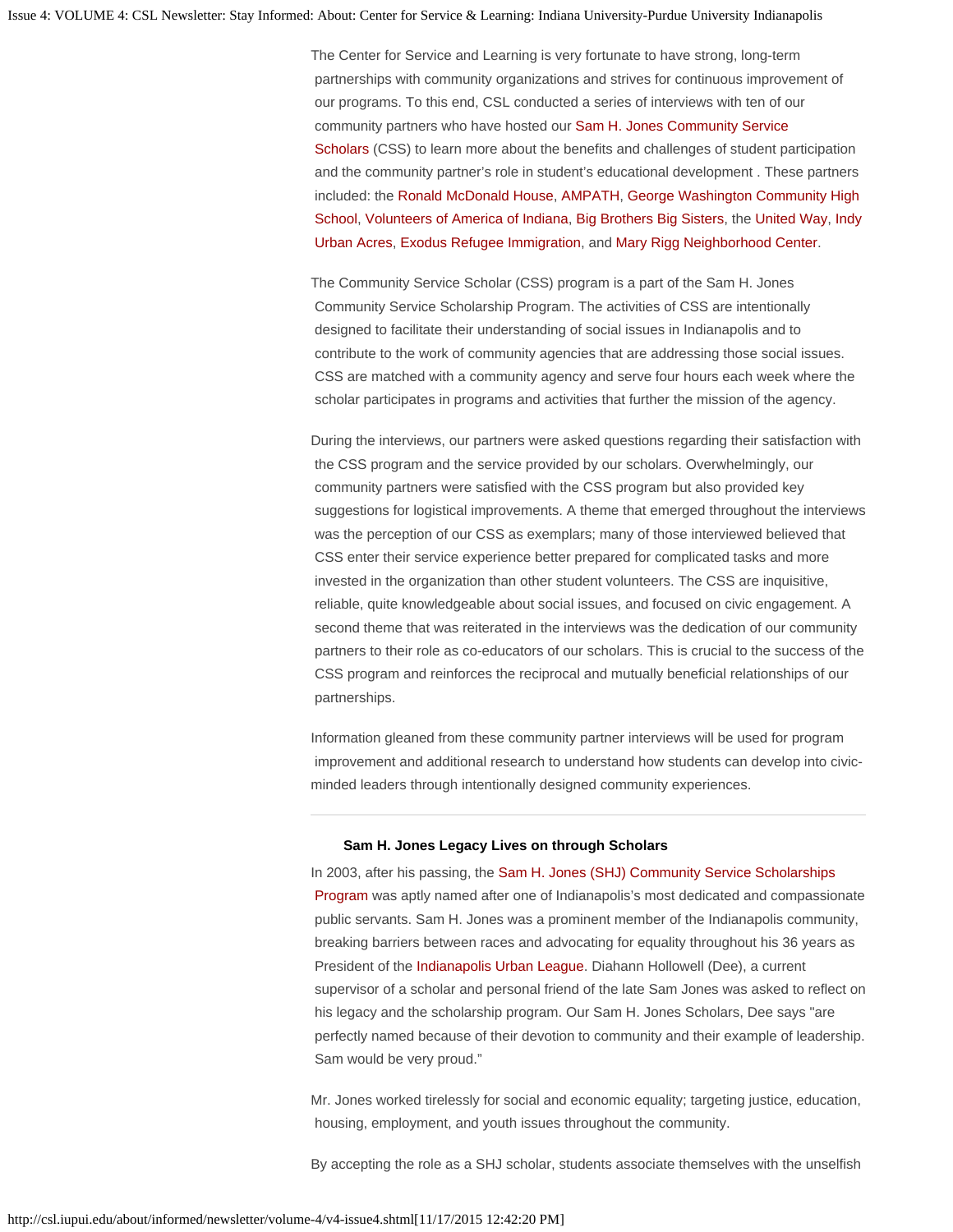The Center for Service and Learning is very fortunate to have strong, long-term partnerships with community organizations and strives for continuous improvement of our programs. To this end, CSL conducted a series of interviews with ten of our community partners who have hosted our Sam H. Jones Community Service Scholars (CSS) to learn more about the benefits and challenges of student participation and the community partner's role in student's educational development . These partners included: the Ronald McDonald House, AMPATH, George Washington Community High School, Volunteers of America of Indiana, Big Brothers Big Sisters, the United Way, Indy Urban Acres, Exodus Refugee Immigration, and Mary Rigg Neighborhood Center.

The Community Service Scholar (CSS) program is a part of the Sam H. Jones Community Service Scholarship Program. The activities of CSS are intentionally designed to facilitate their understanding of social issues in Indianapolis and to contribute to the work of community agencies that are addressing those social issues. CSS are matched with a community agency and serve four hours each week where the scholar participates in programs and activities that further the mission of the agency.

During the interviews, our partners were asked questions regarding their satisfaction with the CSS program and the service provided by our scholars. Overwhelmingly, our community partners were satisfied with the CSS program but also provided key suggestions for logistical improvements. A theme that emerged throughout the interviews was the perception of our CSS as exemplars; many of those interviewed believed that CSS enter their service experience better prepared for complicated tasks and more invested in the organization than other student volunteers. The CSS are inquisitive, reliable, quite knowledgeable about social issues, and focused on civic engagement. A second theme that was reiterated in the interviews was the dedication of our community partners to their role as co-educators of our scholars. This is crucial to the success of the CSS program and reinforces the reciprocal and mutually beneficial relationships of our partnerships.

Information gleaned from these community partner interviews will be used for program improvement and additional research to understand how students can develop into civic-minded leaders through intentionally designed community experiences.

---

**Sam H. Jones Legacy Lives on through Scholars**

In 2003, after his passing, the Sam H. Jones (SHJ) Community Service Scholarships Program was aptly named after one of Indianapolis's most dedicated and compassionate public servants. Sam H. Jones was a prominent member of the Indianapolis community, breaking barriers between races and advocating for equality throughout his 36 years as President of the Indianapolis Urban League. Diahann Hollowell (Dee), a current supervisor of a scholar and personal friend of the late Sam Jones was asked to reflect on his legacy and the scholarship program. Our Sam H. Jones Scholars, Dee says "are perfectly named because of their devotion to community and their example of leadership. Sam would be very proud."

Mr. Jones worked tirelessly for social and economic equality; targeting justice, education, housing, employment, and youth issues throughout the community.

By accepting the role as a SHJ scholar, students associate themselves with the unselfish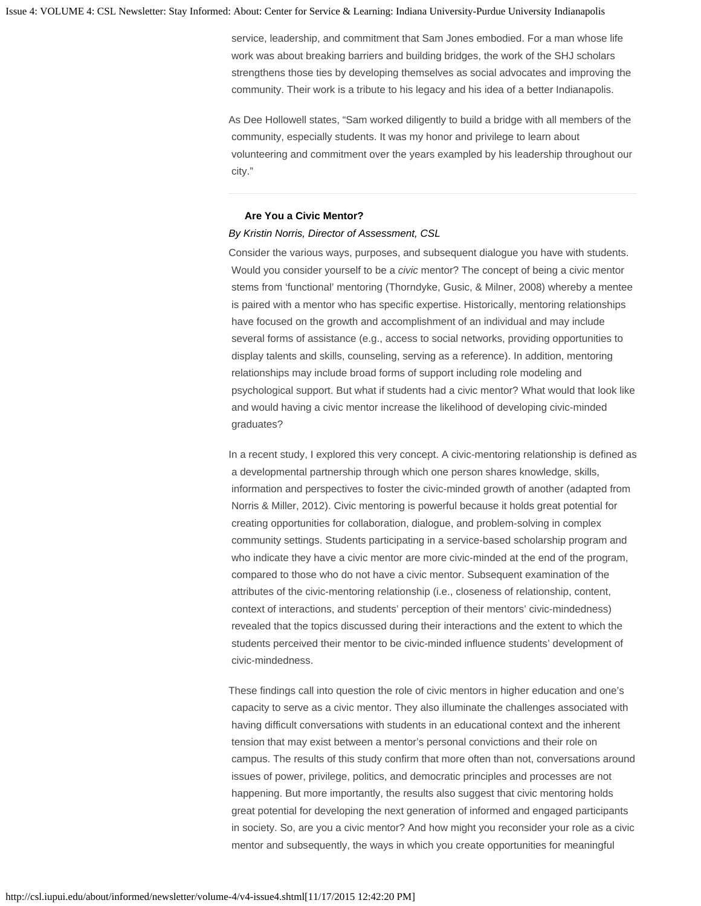service, leadership, and commitment that Sam Jones embodied. For a man whose life work was about breaking barriers and building bridges, the work of the SHJ scholars strengthens those ties by developing themselves as social advocates and improving the community. Their work is a tribute to his legacy and his idea of a better Indianapolis.

As Dee Hollowell states, "Sam worked diligently to build a bridge with all members of the community, especially students. It was my honor and privilege to learn about volunteering and commitment over the years exampled by his leadership throughout our city."

---

**Are You a Civic Mentor?**

*By Kristin Norris, Director of Assessment, CSL*

Consider the various ways, purposes, and subsequent dialogue you have with students. Would you consider yourself to be a *civic* mentor? The concept of being a civic mentor stems from 'functional' mentoring (Thorndyke, Gusic, & Milner, 2008) whereby a mentee is paired with a mentor who has specific expertise. Historically, mentoring relationships have focused on the growth and accomplishment of an individual and may include several forms of assistance (e.g., access to social networks, providing opportunities to display talents and skills, counseling, serving as a reference). In addition, mentoring relationships may include broad forms of support including role modeling and psychological support. But what if students had a civic mentor? What would that look like and would having a civic mentor increase the likelihood of developing civic-minded graduates?

In a recent study, I explored this very concept. A civic-mentoring relationship is defined as a developmental partnership through which one person shares knowledge, skills, information and perspectives to foster the civic-minded growth of another (adapted from Norris & Miller, 2012). Civic mentoring is powerful because it holds great potential for creating opportunities for collaboration, dialogue, and problem-solving in complex community settings. Students participating in a service-based scholarship program and who indicate they have a civic mentor are more civic-minded at the end of the program, compared to those who do not have a civic mentor. Subsequent examination of the attributes of the civic-mentoring relationship (i.e., closeness of relationship, content, context of interactions, and students' perception of their mentors' civic-mindedness) revealed that the topics discussed during their interactions and the extent to which the students perceived their mentor to be civic-minded influence students' development of civic-mindedness.

These findings call into question the role of civic mentors in higher education and one's capacity to serve as a civic mentor. They also illuminate the challenges associated with having difficult conversations with students in an educational context and the inherent tension that may exist between a mentor's personal convictions and their role on campus. The results of this study confirm that more often than not, conversations around issues of power, privilege, politics, and democratic principles and processes are not happening. But more importantly, the results also suggest that civic mentoring holds great potential for developing the next generation of informed and engaged participants in society. So, are you a civic mentor? And how might you reconsider your role as a civic mentor and subsequently, the ways in which you create opportunities for meaningful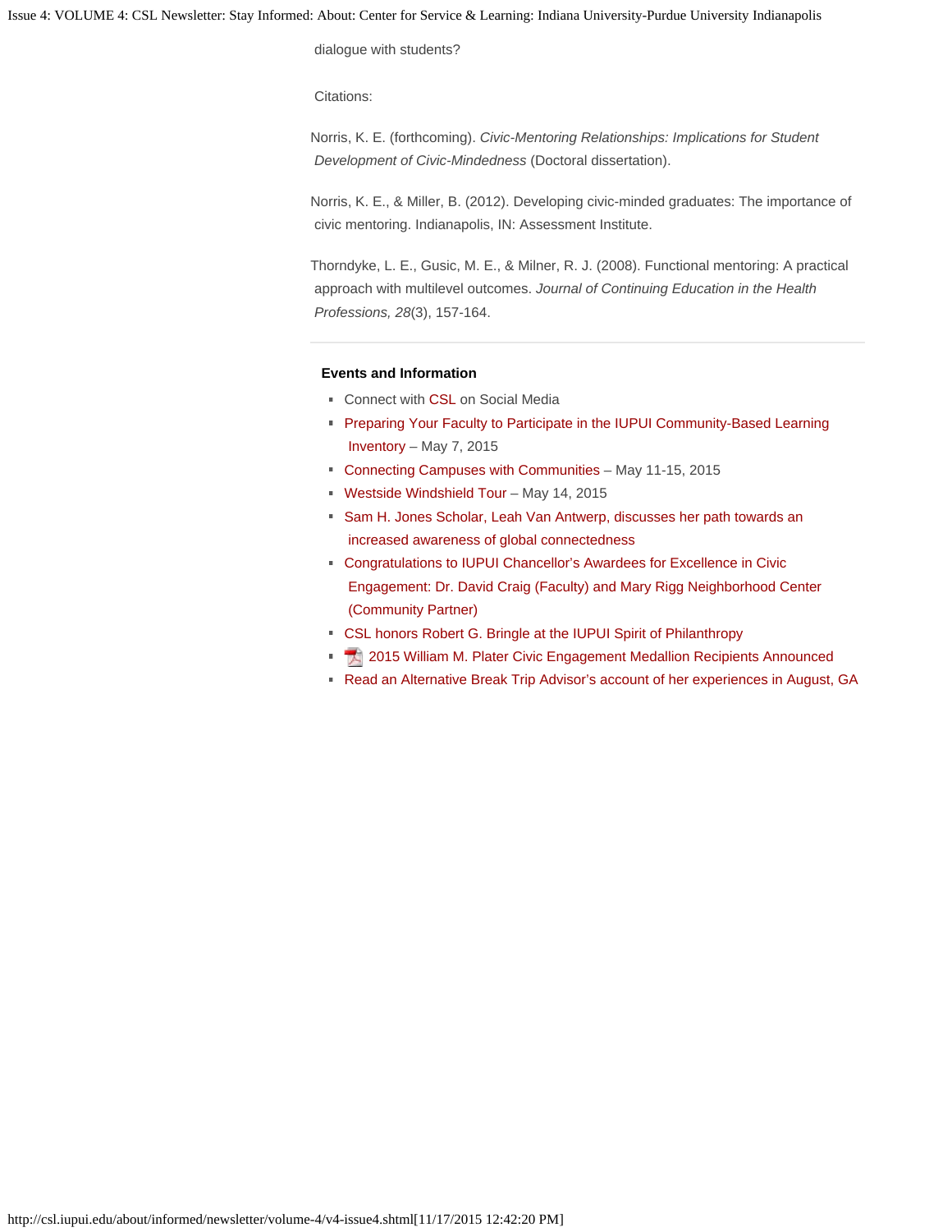dialogue with students?

Citations:

Norris, K. E. (forthcoming). *Civic-Mentoring Relationships: Implications for Student Development of Civic-Mindedness* (Doctoral dissertation).

Norris, K. E., & Miller, B. (2012). Developing civic-minded graduates: The importance of civic mentoring. Indianapolis, IN: Assessment Institute.

Thorndyke, L. E., Gusic, M. E., & Milner, R. J. (2008). Functional mentoring: A practical approach with multilevel outcomes. *Journal of Continuing Education in the Health Professions, 28*(3), 157-164.

---

**Events and Information**

- Connect with CSL on Social Media
- Preparing Your Faculty to Participate in the IUPUI Community-Based Learning Inventory – May 7, 2015
- Connecting Campuses with Communities – May 11-15, 2015
- Westside Windshield Tour – May 14, 2015
- Sam H. Jones Scholar, Leah Van Antwerp, discusses her path towards an increased awareness of global connectedness
- Congratulations to IUPUI Chancellor's Awardees for Excellence in Civic Engagement: Dr. David Craig (Faculty) and Mary Rigg Neighborhood Center (Community Partner)
- CSL honors Robert G. Bringle at the IUPUI Spirit of Philanthropy
- 2015 William M. Plater Civic Engagement Medallion Recipients Announced
- Read an Alternative Break Trip Advisor's account of her experiences in August, GA